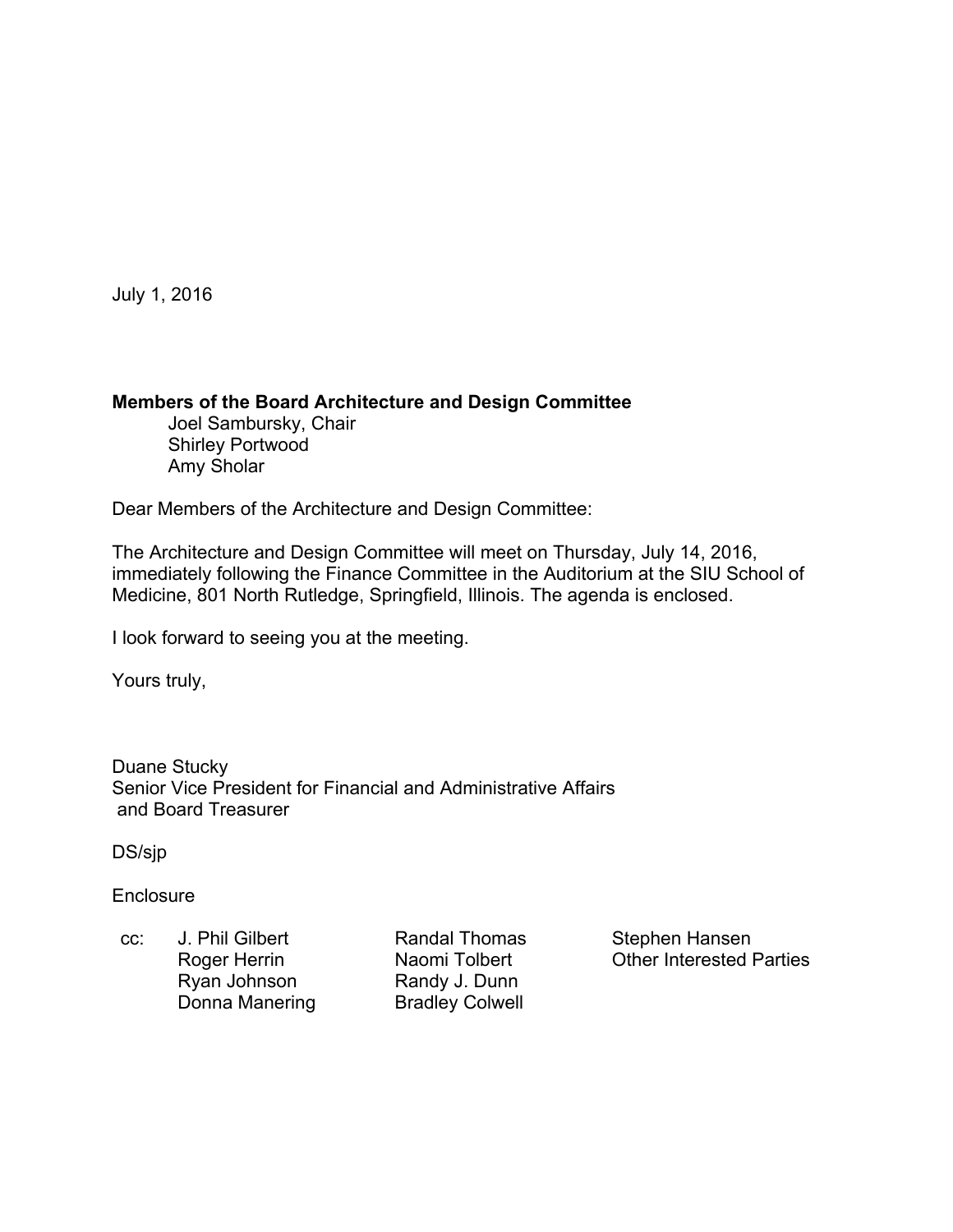July 1, 2016

**Members of the Board Architecture and Design Committee**

Joel Sambursky, Chair
Shirley Portwood
Amy Sholar

Dear Members of the Architecture and Design Committee:

The Architecture and Design Committee will meet on Thursday, July 14, 2016, immediately following the Finance Committee in the Auditorium at the SIU School of Medicine, 801 North Rutledge, Springfield, Illinois. The agenda is enclosed.

I look forward to seeing you at the meeting.

Yours truly,

Duane Stucky
Senior Vice President for Financial and Administrative Affairs
and Board Treasurer

DS/sjp

Enclosure

cc: J. Phil Gilbert
Roger Herrin
Ryan Johnson
Donna Manering
Randal Thomas
Naomi Tolbert
Randy J. Dunn
Bradley Colwell
Stephen Hansen
Other Interested Parties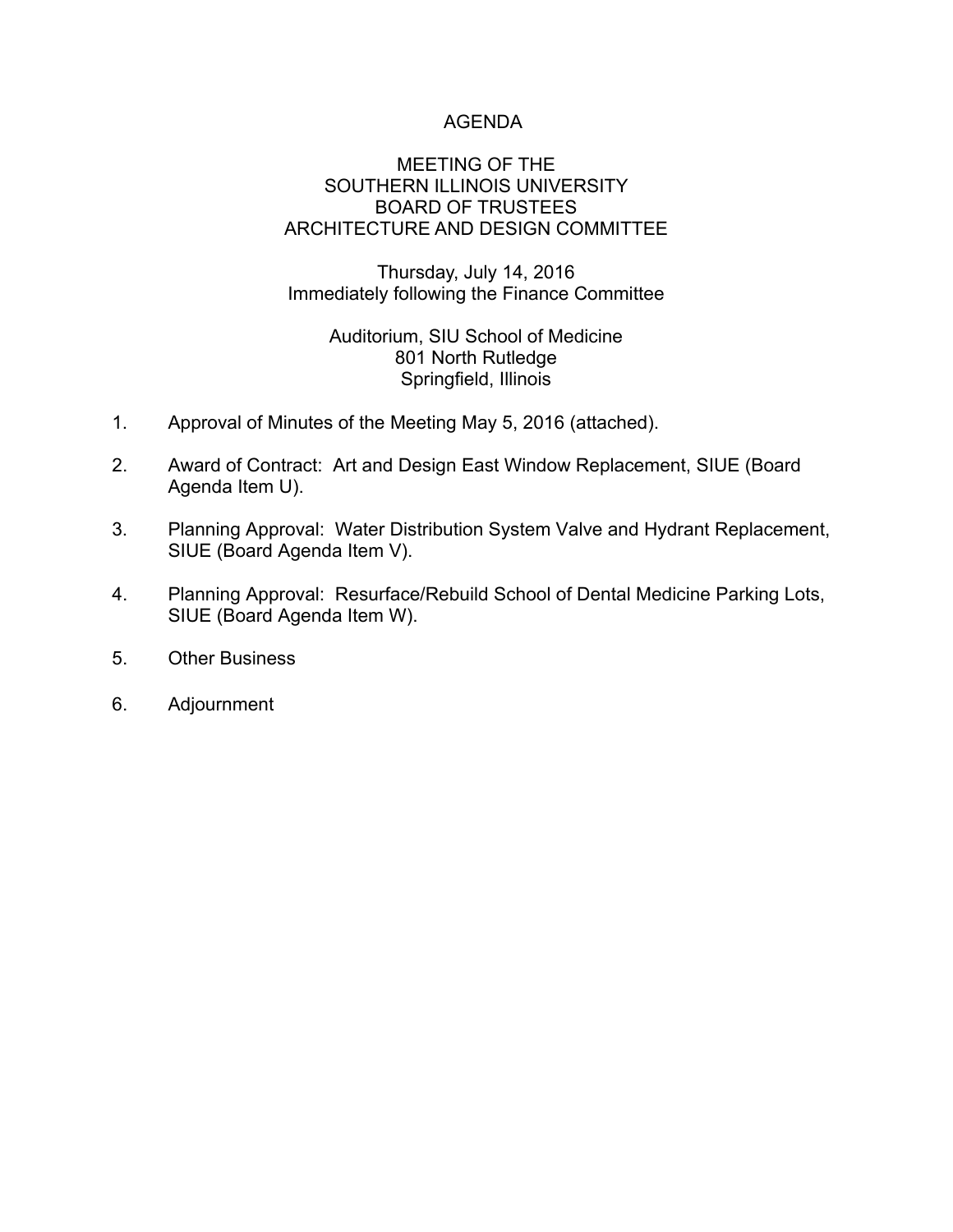# AGENDA

## MEETING OF THE SOUTHERN ILLINOIS UNIVERSITY BOARD OF TRUSTEES ARCHITECTURE AND DESIGN COMMITTEE

Thursday, July 14, 2016
Immediately following the Finance Committee

Auditorium, SIU School of Medicine
801 North Rutledge
Springfield, Illinois

1. Approval of Minutes of the Meeting May 5, 2016 (attached).

2. Award of Contract: Art and Design East Window Replacement, SIUE (Board Agenda Item U).

3. Planning Approval: Water Distribution System Valve and Hydrant Replacement, SIUE (Board Agenda Item V).

4. Planning Approval: Resurface/Rebuild School of Dental Medicine Parking Lots, SIUE (Board Agenda Item W).

5. Other Business

6. Adjournment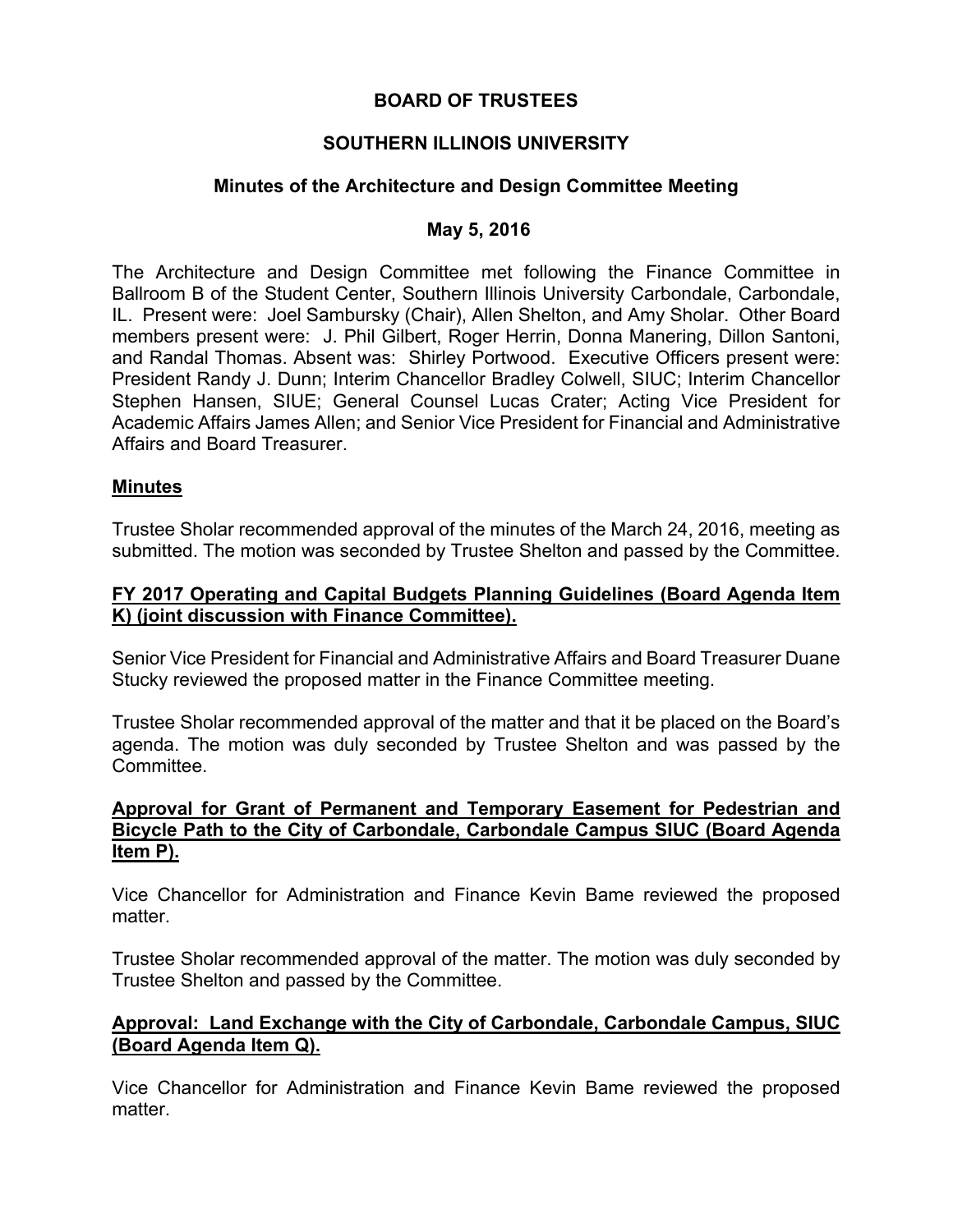**BOARD OF TRUSTEES**

**SOUTHERN ILLINOIS UNIVERSITY**

**Minutes of the Architecture and Design Committee Meeting**

**May 5, 2016**

The Architecture and Design Committee met following the Finance Committee in Ballroom B of the Student Center, Southern Illinois University Carbondale, Carbondale, IL. Present were: Joel Sambursky (Chair), Allen Shelton, and Amy Sholar. Other Board members present were: J. Phil Gilbert, Roger Herrin, Donna Manering, Dillon Santoni, and Randal Thomas. Absent was: Shirley Portwood. Executive Officers present were: President Randy J. Dunn; Interim Chancellor Bradley Colwell, SIUC; Interim Chancellor Stephen Hansen, SIUE; General Counsel Lucas Crater; Acting Vice President for Academic Affairs James Allen; and Senior Vice President for Financial and Administrative Affairs and Board Treasurer.

**Minutes**

Trustee Sholar recommended approval of the minutes of the March 24, 2016, meeting as submitted. The motion was seconded by Trustee Shelton and passed by the Committee.

**FY 2017 Operating and Capital Budgets Planning Guidelines (Board Agenda Item K) (joint discussion with Finance Committee).**

Senior Vice President for Financial and Administrative Affairs and Board Treasurer Duane Stucky reviewed the proposed matter in the Finance Committee meeting.

Trustee Sholar recommended approval of the matter and that it be placed on the Board's agenda. The motion was duly seconded by Trustee Shelton and was passed by the Committee.

**Approval for Grant of Permanent and Temporary Easement for Pedestrian and Bicycle Path to the City of Carbondale, Carbondale Campus SIUC (Board Agenda Item P).**

Vice Chancellor for Administration and Finance Kevin Bame reviewed the proposed matter.

Trustee Sholar recommended approval of the matter. The motion was duly seconded by Trustee Shelton and passed by the Committee.

**Approval: Land Exchange with the City of Carbondale, Carbondale Campus, SIUC (Board Agenda Item Q).**

Vice Chancellor for Administration and Finance Kevin Bame reviewed the proposed matter.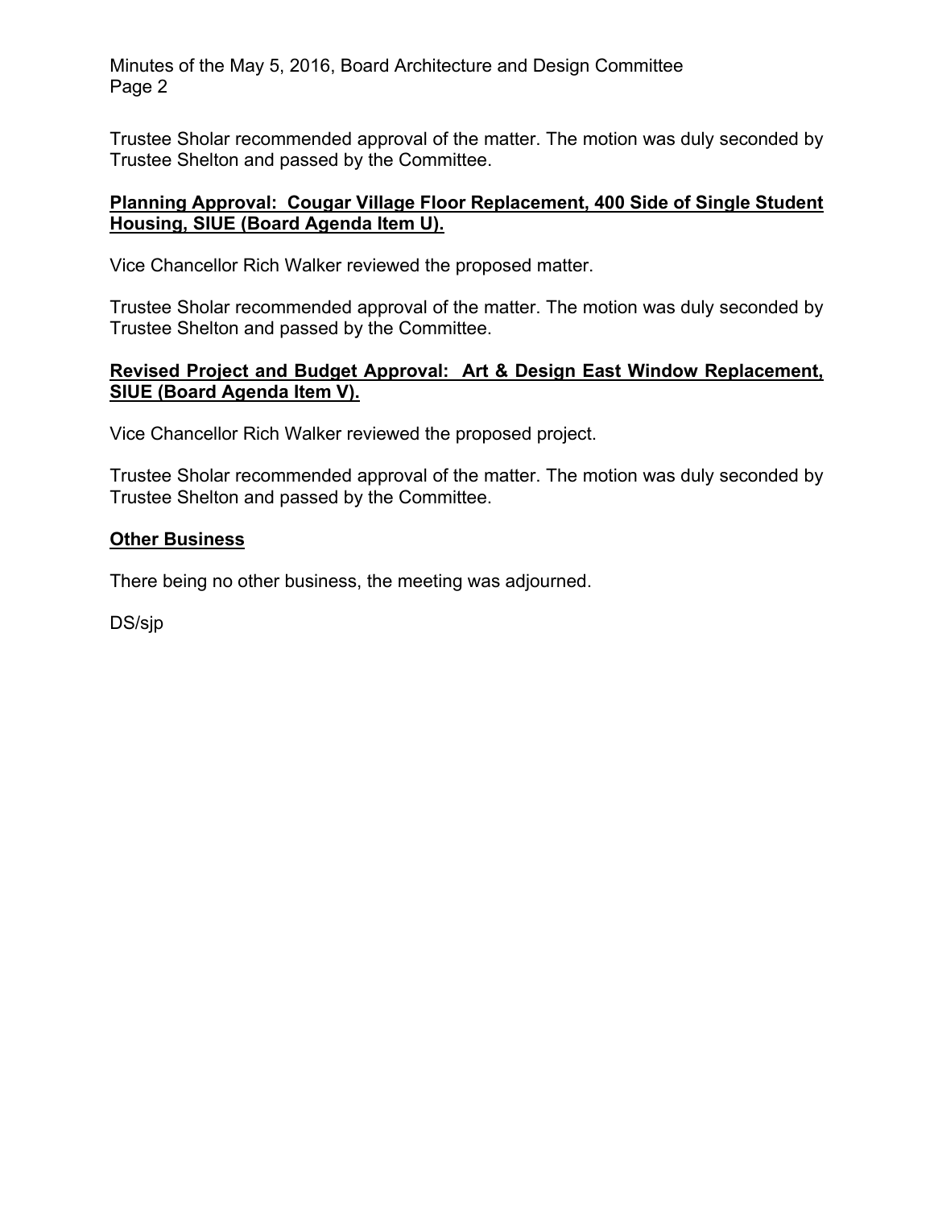Trustee Sholar recommended approval of the matter. The motion was duly seconded by Trustee Shelton and passed by the Committee.

**Planning Approval: Cougar Village Floor Replacement, 400 Side of Single Student Housing, SIUE (Board Agenda Item U).**

Vice Chancellor Rich Walker reviewed the proposed matter.

Trustee Sholar recommended approval of the matter. The motion was duly seconded by Trustee Shelton and passed by the Committee.

**Revised Project and Budget Approval: Art & Design East Window Replacement, SIUE (Board Agenda Item V).**

Vice Chancellor Rich Walker reviewed the proposed project.

Trustee Sholar recommended approval of the matter. The motion was duly seconded by Trustee Shelton and passed by the Committee.

**Other Business**

There being no other business, the meeting was adjourned.

DS/sjp